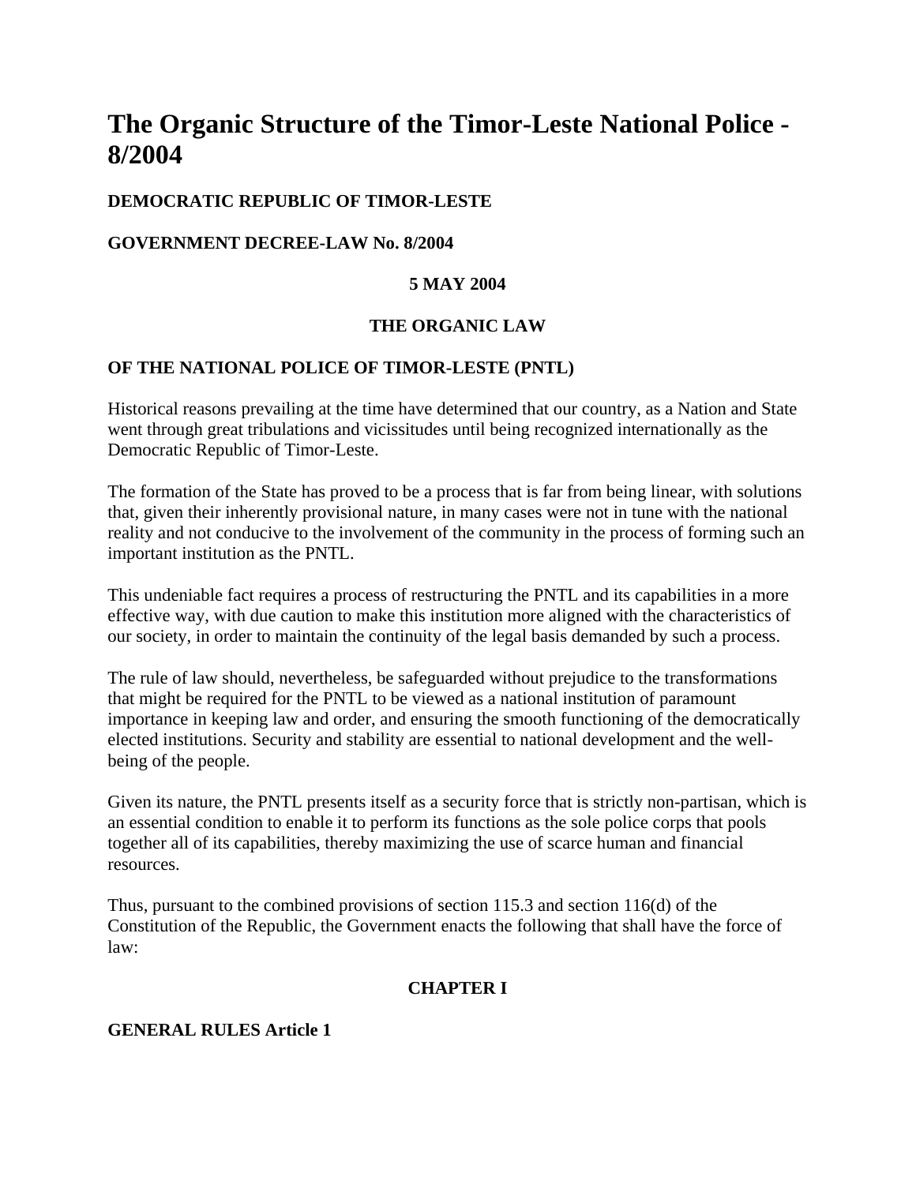# The Organic Structure of the Timor-Leste National Police - 8/2004

**DEMOCRATIC REPUBLIC OF TIMOR-LESTE**

**GOVERNMENT DECREE-LAW No. 8/2004**

**5 MAY 2004**

**THE ORGANIC LAW**

**OF THE NATIONAL POLICE OF TIMOR-LESTE (PNTL)**

Historical reasons prevailing at the time have determined that our country, as a Nation and State went through great tribulations and vicissitudes until being recognized internationally as the Democratic Republic of Timor-Leste.

The formation of the State has proved to be a process that is far from being linear, with solutions that, given their inherently provisional nature, in many cases were not in tune with the national reality and not conducive to the involvement of the community in the process of forming such an important institution as the PNTL.

This undeniable fact requires a process of restructuring the PNTL and its capabilities in a more effective way, with due caution to make this institution more aligned with the characteristics of our society, in order to maintain the continuity of the legal basis demanded by such a process.

The rule of law should, nevertheless, be safeguarded without prejudice to the transformations that might be required for the PNTL to be viewed as a national institution of paramount importance in keeping law and order, and ensuring the smooth functioning of the democratically elected institutions. Security and stability are essential to national development and the well-being of the people.

Given its nature, the PNTL presents itself as a security force that is strictly non-partisan, which is an essential condition to enable it to perform its functions as the sole police corps that pools together all of its capabilities, thereby maximizing the use of scarce human and financial resources.

Thus, pursuant to the combined provisions of section 115.3 and section 116(d) of the Constitution of the Republic, the Government enacts the following that shall have the force of law:

**CHAPTER I**

**GENERAL RULES Article 1**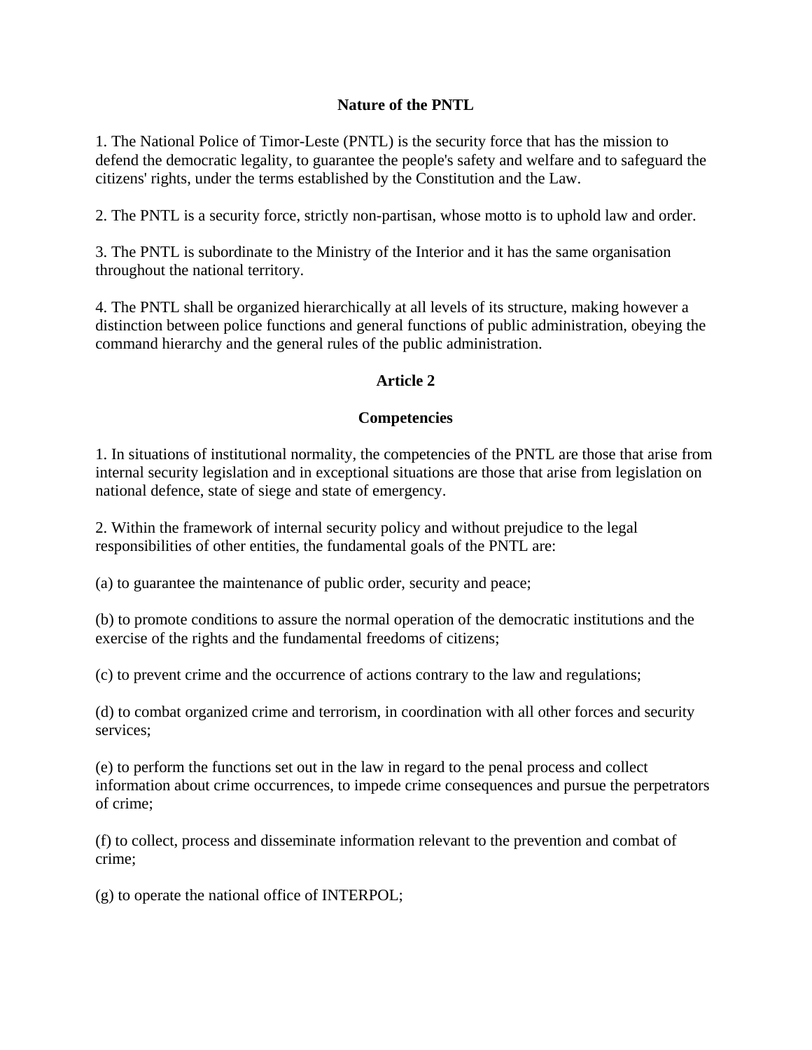## Nature of the PNTL

1. The National Police of Timor-Leste (PNTL) is the security force that has the mission to defend the democratic legality, to guarantee the people's safety and welfare and to safeguard the citizens' rights, under the terms established by the Constitution and the Law.

2. The PNTL is a security force, strictly non-partisan, whose motto is to uphold law and order.

3. The PNTL is subordinate to the Ministry of the Interior and it has the same organisation throughout the national territory.

4. The PNTL shall be organized hierarchically at all levels of its structure, making however a distinction between police functions and general functions of public administration, obeying the command hierarchy and the general rules of the public administration.

## Article 2

## Competencies

1. In situations of institutional normality, the competencies of the PNTL are those that arise from internal security legislation and in exceptional situations are those that arise from legislation on national defence, state of siege and state of emergency.

2. Within the framework of internal security policy and without prejudice to the legal responsibilities of other entities, the fundamental goals of the PNTL are:

(a) to guarantee the maintenance of public order, security and peace;

(b) to promote conditions to assure the normal operation of the democratic institutions and the exercise of the rights and the fundamental freedoms of citizens;

(c) to prevent crime and the occurrence of actions contrary to the law and regulations;

(d) to combat organized crime and terrorism, in coordination with all other forces and security services;

(e) to perform the functions set out in the law in regard to the penal process and collect information about crime occurrences, to impede crime consequences and pursue the perpetrators of crime;

(f) to collect, process and disseminate information relevant to the prevention and combat of crime;

(g) to operate the national office of INTERPOL;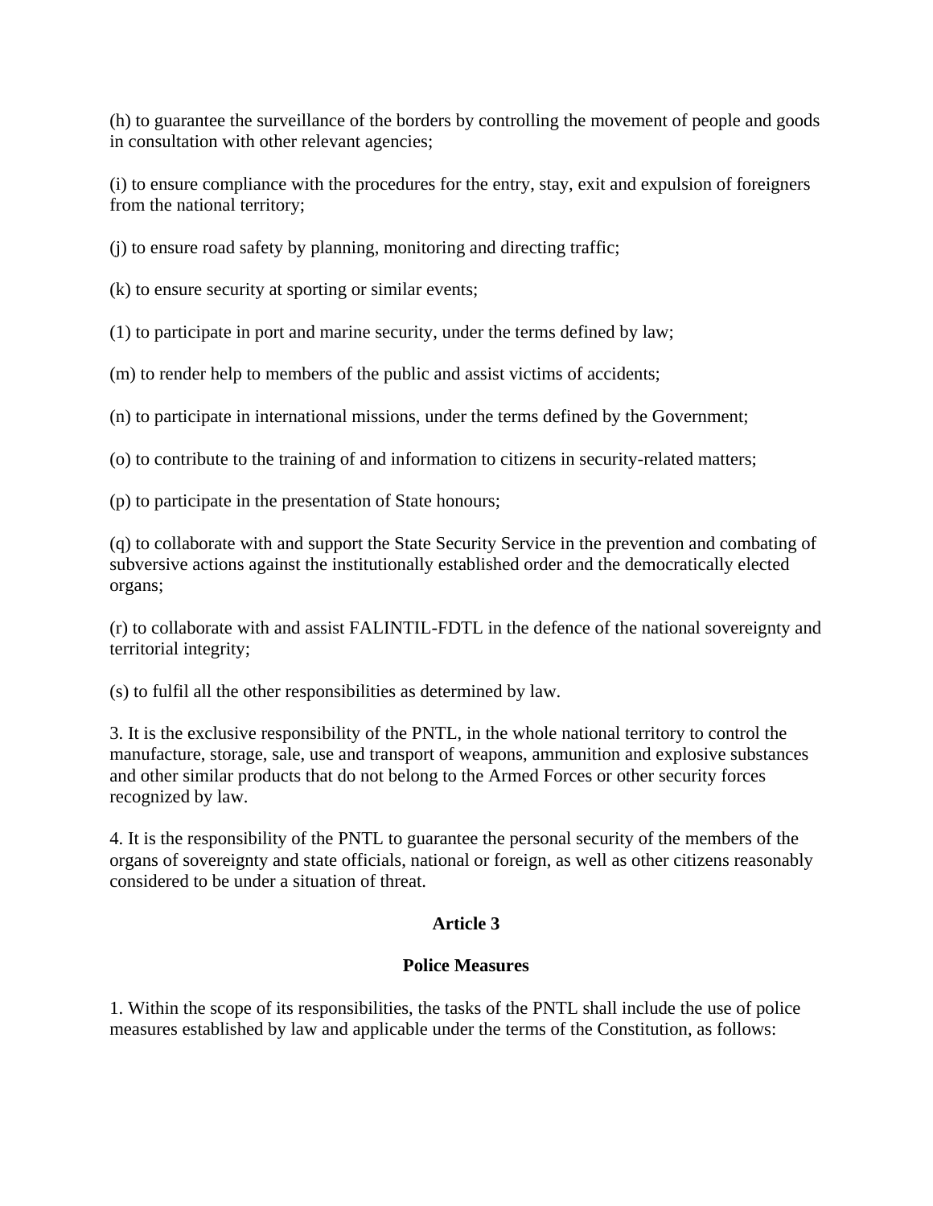(h) to guarantee the surveillance of the borders by controlling the movement of people and goods in consultation with other relevant agencies;

(i) to ensure compliance with the procedures for the entry, stay, exit and expulsion of foreigners from the national territory;

(j) to ensure road safety by planning, monitoring and directing traffic;

(k) to ensure security at sporting or similar events;

(1) to participate in port and marine security, under the terms defined by law;

(m) to render help to members of the public and assist victims of accidents;

(n) to participate in international missions, under the terms defined by the Government;

(o) to contribute to the training of and information to citizens in security-related matters;

(p) to participate in the presentation of State honours;

(q) to collaborate with and support the State Security Service in the prevention and combating of subversive actions against the institutionally established order and the democratically elected organs;

(r) to collaborate with and assist FALINTIL-FDTL in the defence of the national sovereignty and territorial integrity;

(s) to fulfil all the other responsibilities as determined by law.

3. It is the exclusive responsibility of the PNTL, in the whole national territory to control the manufacture, storage, sale, use and transport of weapons, ammunition and explosive substances and other similar products that do not belong to the Armed Forces or other security forces recognized by law.

4. It is the responsibility of the PNTL to guarantee the personal security of the members of the organs of sovereignty and state officials, national or foreign, as well as other citizens reasonably considered to be under a situation of threat.

**Article 3**

**Police Measures**

1. Within the scope of its responsibilities, the tasks of the PNTL shall include the use of police measures established by law and applicable under the terms of the Constitution, as follows: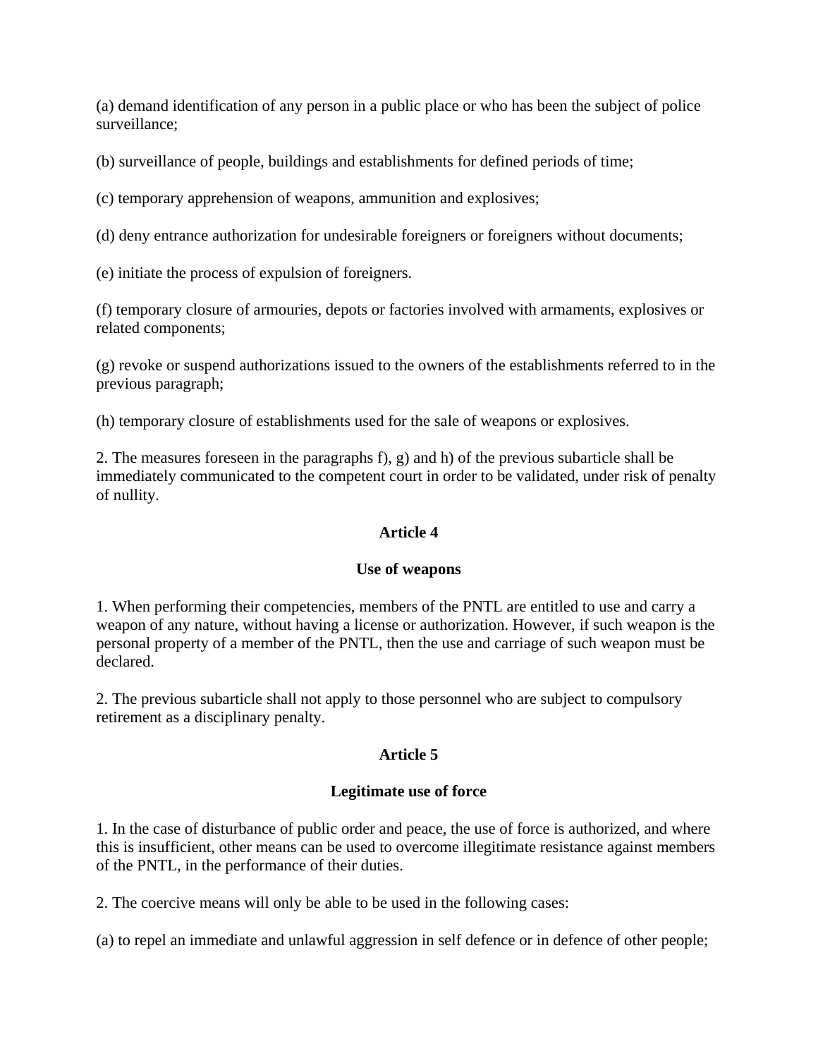(a) demand identification of any person in a public place or who has been the subject of police surveillance;

(b) surveillance of people, buildings and establishments for defined periods of time;

(c) temporary apprehension of weapons, ammunition and explosives;

(d) deny entrance authorization for undesirable foreigners or foreigners without documents;

(e) initiate the process of expulsion of foreigners.

(f) temporary closure of armouries, depots or factories involved with armaments, explosives or related components;

(g) revoke or suspend authorizations issued to the owners of the establishments referred to in the previous paragraph;

(h) temporary closure of establishments used for the sale of weapons or explosives.

2. The measures foreseen in the paragraphs f), g) and h) of the previous subarticle shall be immediately communicated to the competent court in order to be validated, under risk of penalty of nullity.

**Article 4**

**Use of weapons**

1. When performing their competencies, members of the PNTL are entitled to use and carry a weapon of any nature, without having a license or authorization. However, if such weapon is the personal property of a member of the PNTL, then the use and carriage of such weapon must be declared.

2. The previous subarticle shall not apply to those personnel who are subject to compulsory retirement as a disciplinary penalty.

**Article 5**

**Legitimate use of force**

1. In the case of disturbance of public order and peace, the use of force is authorized, and where this is insufficient, other means can be used to overcome illegitimate resistance against members of the PNTL, in the performance of their duties.

2. The coercive means will only be able to be used in the following cases:

(a) to repel an immediate and unlawful aggression in self defence or in defence of other people;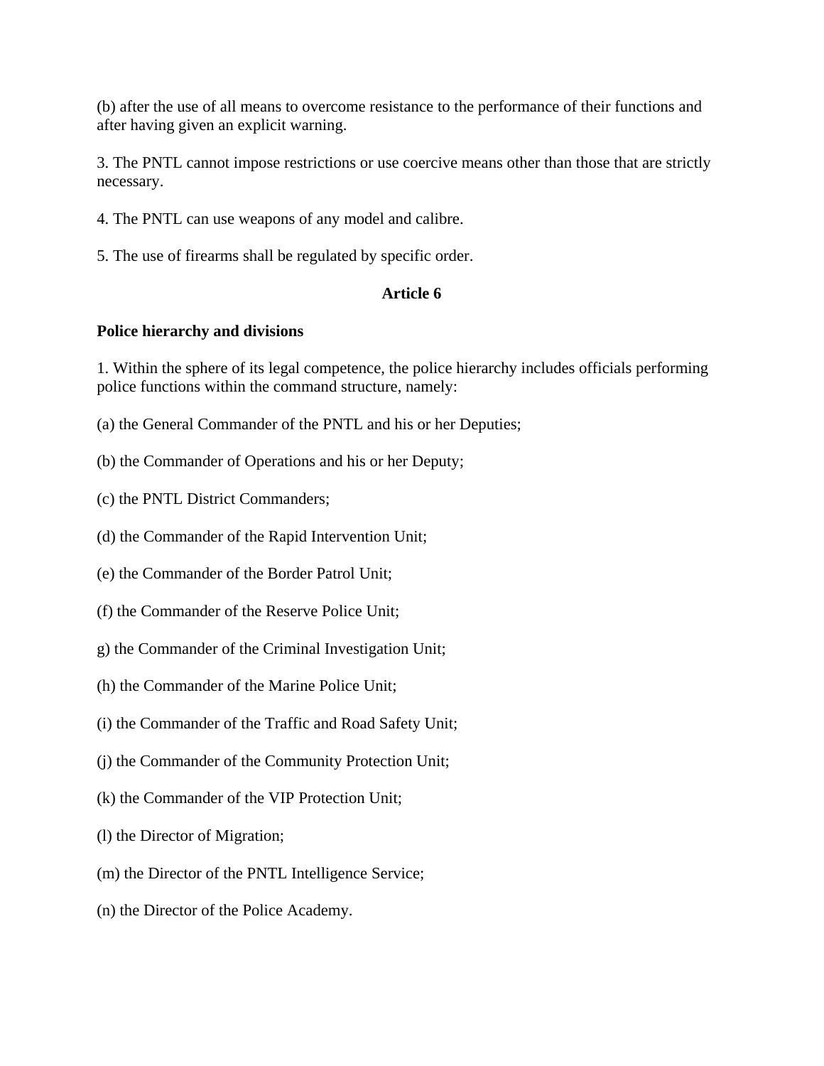(b) after the use of all means to overcome resistance to the performance of their functions and after having given an explicit warning.

3. The PNTL cannot impose restrictions or use coercive means other than those that are strictly necessary.

4. The PNTL can use weapons of any model and calibre.

5. The use of firearms shall be regulated by specific order.

**Article 6**

**Police hierarchy and divisions**

1. Within the sphere of its legal competence, the police hierarchy includes officials performing police functions within the command structure, namely:

(a) the General Commander of the PNTL and his or her Deputies;

(b) the Commander of Operations and his or her Deputy;

(c) the PNTL District Commanders;

(d) the Commander of the Rapid Intervention Unit;

(e) the Commander of the Border Patrol Unit;

(f) the Commander of the Reserve Police Unit;

g) the Commander of the Criminal Investigation Unit;

(h) the Commander of the Marine Police Unit;

(i) the Commander of the Traffic and Road Safety Unit;

(j) the Commander of the Community Protection Unit;

(k) the Commander of the VIP Protection Unit;

(l) the Director of Migration;

(m) the Director of the PNTL Intelligence Service;

(n) the Director of the Police Academy.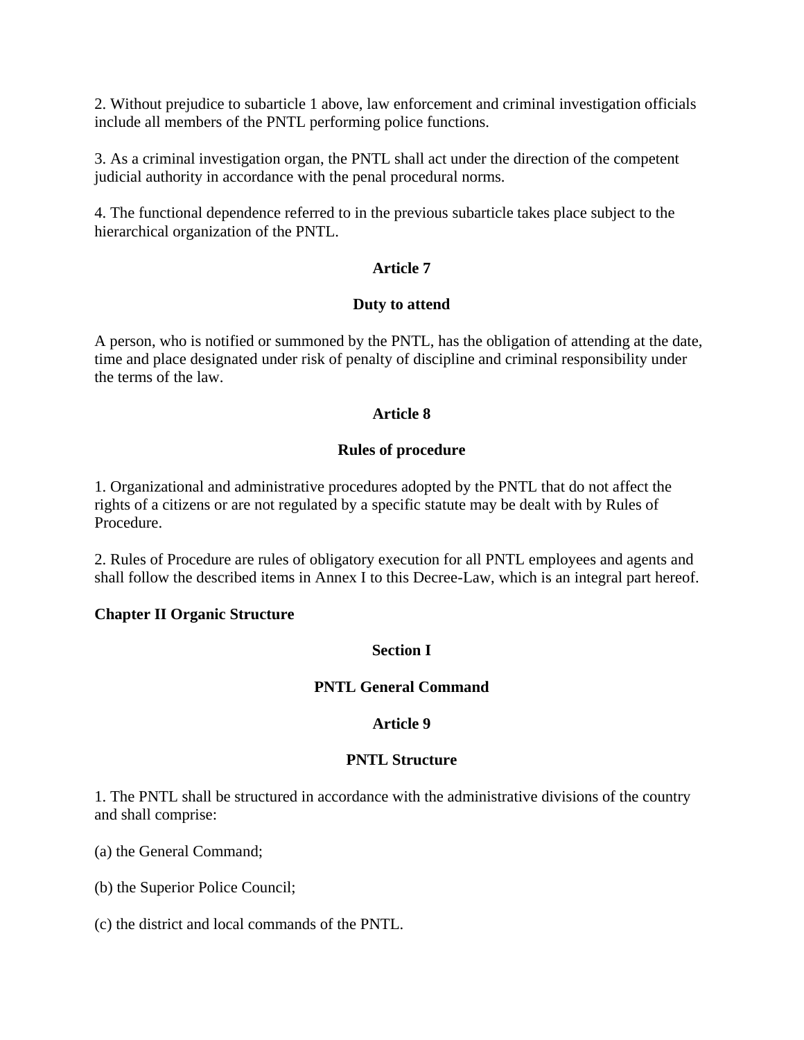2. Without prejudice to subarticle 1 above, law enforcement and criminal investigation officials include all members of the PNTL performing police functions.

3. As a criminal investigation organ, the PNTL shall act under the direction of the competent judicial authority in accordance with the penal procedural norms.

4. The functional dependence referred to in the previous subarticle takes place subject to the hierarchical organization of the PNTL.

**Article 7**

**Duty to attend**

A person, who is notified or summoned by the PNTL, has the obligation of attending at the date, time and place designated under risk of penalty of discipline and criminal responsibility under the terms of the law.

**Article 8**

**Rules of procedure**

1. Organizational and administrative procedures adopted by the PNTL that do not affect the rights of a citizens or are not regulated by a specific statute may be dealt with by Rules of Procedure.

2. Rules of Procedure are rules of obligatory execution for all PNTL employees and agents and shall follow the described items in Annex I to this Decree-Law, which is an integral part hereof.

## Chapter II Organic Structure

**Section I**

**PNTL General Command**

**Article 9**

**PNTL Structure**

1. The PNTL shall be structured in accordance with the administrative divisions of the country and shall comprise:

(a) the General Command;

(b) the Superior Police Council;

(c) the district and local commands of the PNTL.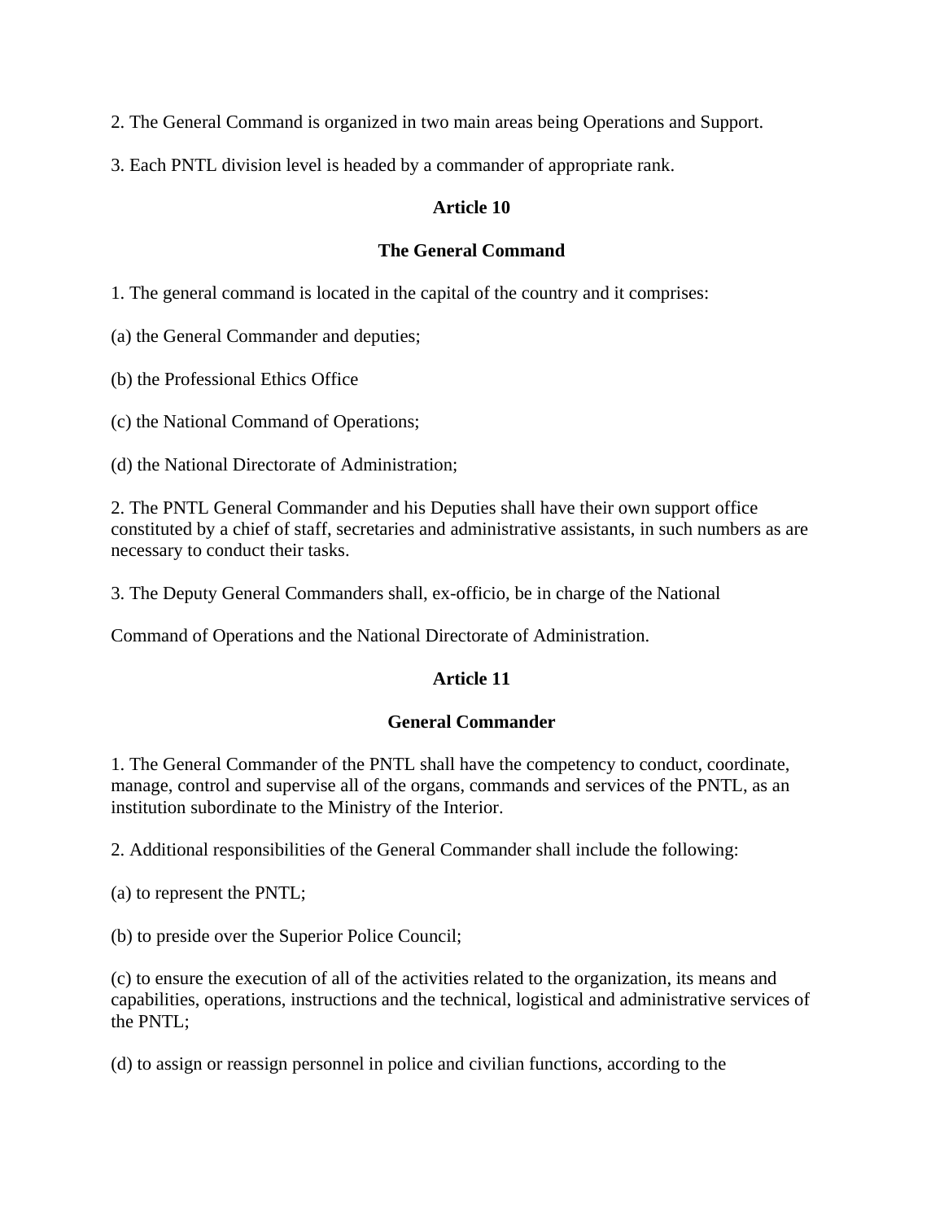2. The General Command is organized in two main areas being Operations and Support.

3. Each PNTL division level is headed by a commander of appropriate rank.

### Article 10

### The General Command

1. The general command is located in the capital of the country and it comprises:

(a) the General Commander and deputies;

(b) the Professional Ethics Office

(c) the National Command of Operations;

(d) the National Directorate of Administration;

2. The PNTL General Commander and his Deputies shall have their own support office constituted by a chief of staff, secretaries and administrative assistants, in such numbers as are necessary to conduct their tasks.

3. The Deputy General Commanders shall, ex-officio, be in charge of the National

Command of Operations and the National Directorate of Administration.

### Article 11

### General Commander

1. The General Commander of the PNTL shall have the competency to conduct, coordinate, manage, control and supervise all of the organs, commands and services of the PNTL, as an institution subordinate to the Ministry of the Interior.

2. Additional responsibilities of the General Commander shall include the following:

(a) to represent the PNTL;

(b) to preside over the Superior Police Council;

(c) to ensure the execution of all of the activities related to the organization, its means and capabilities, operations, instructions and the technical, logistical and administrative services of the PNTL;

(d) to assign or reassign personnel in police and civilian functions, according to the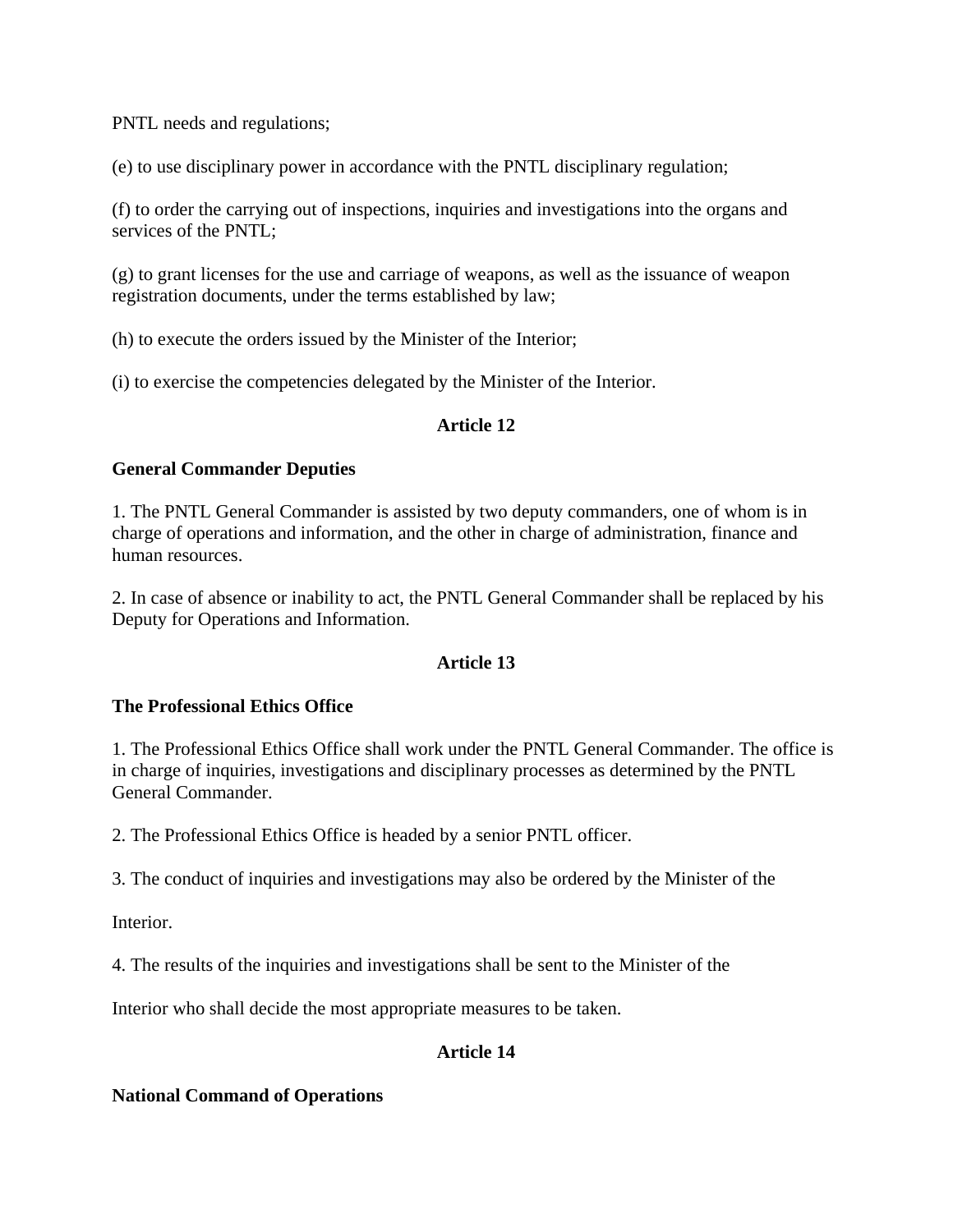PNTL needs and regulations;

(e) to use disciplinary power in accordance with the PNTL disciplinary regulation;

(f) to order the carrying out of inspections, inquiries and investigations into the organs and services of the PNTL;

(g) to grant licenses for the use and carriage of weapons, as well as the issuance of weapon registration documents, under the terms established by law;

(h) to execute the orders issued by the Minister of the Interior;

(i) to exercise the competencies delegated by the Minister of the Interior.

## Article 12

**General Commander Deputies**

1. The PNTL General Commander is assisted by two deputy commanders, one of whom is in charge of operations and information, and the other in charge of administration, finance and human resources.

2. In case of absence or inability to act, the PNTL General Commander shall be replaced by his Deputy for Operations and Information.

## Article 13

**The Professional Ethics Office**

1. The Professional Ethics Office shall work under the PNTL General Commander. The office is in charge of inquiries, investigations and disciplinary processes as determined by the PNTL General Commander.

2. The Professional Ethics Office is headed by a senior PNTL officer.

3. The conduct of inquiries and investigations may also be ordered by the Minister of the Interior.

4. The results of the inquiries and investigations shall be sent to the Minister of the Interior who shall decide the most appropriate measures to be taken.

## Article 14

**National Command of Operations**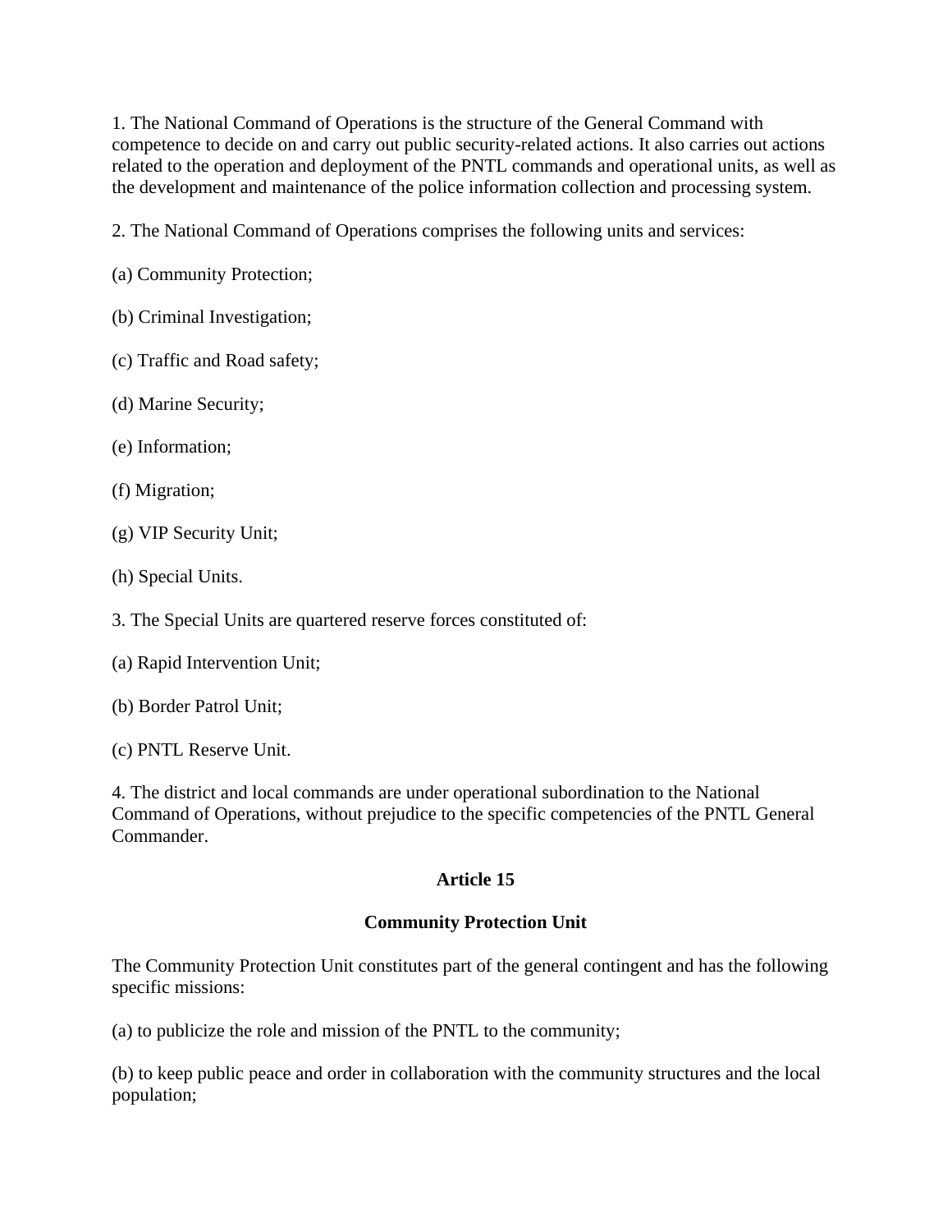1. The National Command of Operations is the structure of the General Command with competence to decide on and carry out public security-related actions. It also carries out actions related to the operation and deployment of the PNTL commands and operational units, as well as the development and maintenance of the police information collection and processing system.

2. The National Command of Operations comprises the following units and services:

(a) Community Protection;

(b) Criminal Investigation;

(c) Traffic and Road safety;

(d) Marine Security;

(e) Information;

(f) Migration;

(g) VIP Security Unit;

(h) Special Units.

3. The Special Units are quartered reserve forces constituted of:

(a) Rapid Intervention Unit;

(b) Border Patrol Unit;

(c) PNTL Reserve Unit.

4. The district and local commands are under operational subordination to the National Command of Operations, without prejudice to the specific competencies of the PNTL General Commander.

## Article 15

## Community Protection Unit

The Community Protection Unit constitutes part of the general contingent and has the following specific missions:

(a) to publicize the role and mission of the PNTL to the community;

(b) to keep public peace and order in collaboration with the community structures and the local population;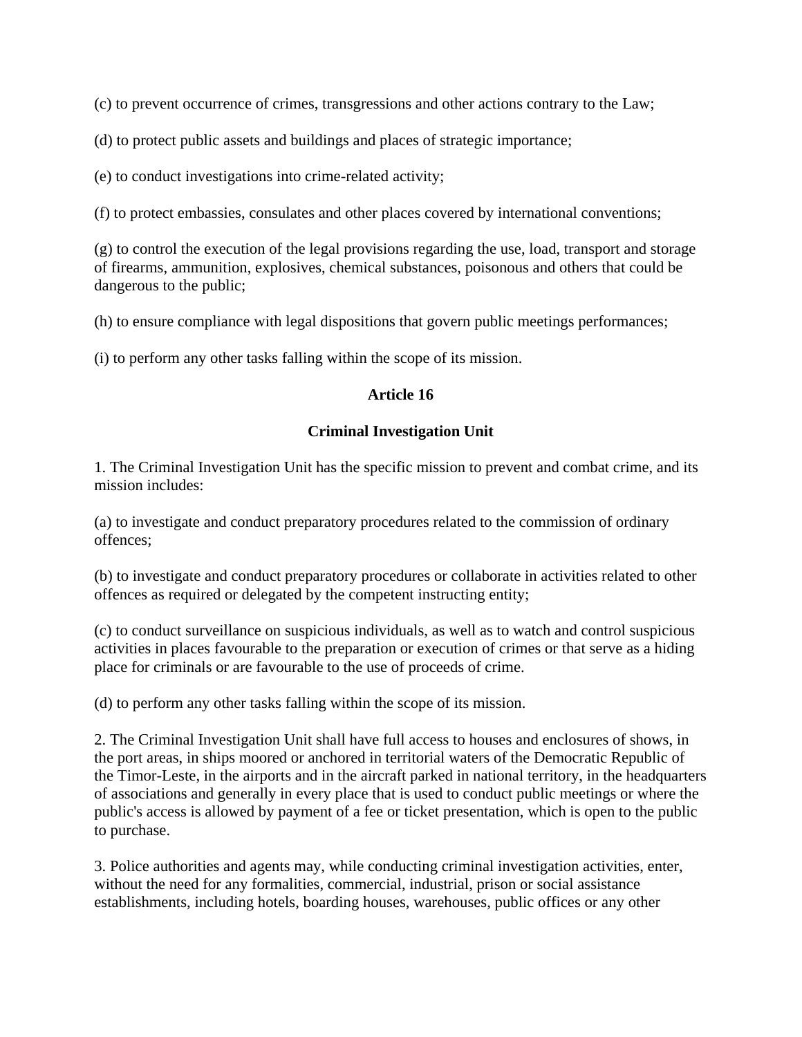(c) to prevent occurrence of crimes, transgressions and other actions contrary to the Law;

(d) to protect public assets and buildings and places of strategic importance;

(e) to conduct investigations into crime-related activity;

(f) to protect embassies, consulates and other places covered by international conventions;

(g) to control the execution of the legal provisions regarding the use, load, transport and storage of firearms, ammunition, explosives, chemical substances, poisonous and others that could be dangerous to the public;

(h) to ensure compliance with legal dispositions that govern public meetings performances;

(i) to perform any other tasks falling within the scope of its mission.

**Article 16**

**Criminal Investigation Unit**

1. The Criminal Investigation Unit has the specific mission to prevent and combat crime, and its mission includes:

(a) to investigate and conduct preparatory procedures related to the commission of ordinary offences;

(b) to investigate and conduct preparatory procedures or collaborate in activities related to other offences as required or delegated by the competent instructing entity;

(c) to conduct surveillance on suspicious individuals, as well as to watch and control suspicious activities in places favourable to the preparation or execution of crimes or that serve as a hiding place for criminals or are favourable to the use of proceeds of crime.

(d) to perform any other tasks falling within the scope of its mission.

2. The Criminal Investigation Unit shall have full access to houses and enclosures of shows, in the port areas, in ships moored or anchored in territorial waters of the Democratic Republic of the Timor-Leste, in the airports and in the aircraft parked in national territory, in the headquarters of associations and generally in every place that is used to conduct public meetings or where the public's access is allowed by payment of a fee or ticket presentation, which is open to the public to purchase.

3. Police authorities and agents may, while conducting criminal investigation activities, enter, without the need for any formalities, commercial, industrial, prison or social assistance establishments, including hotels, boarding houses, warehouses, public offices or any other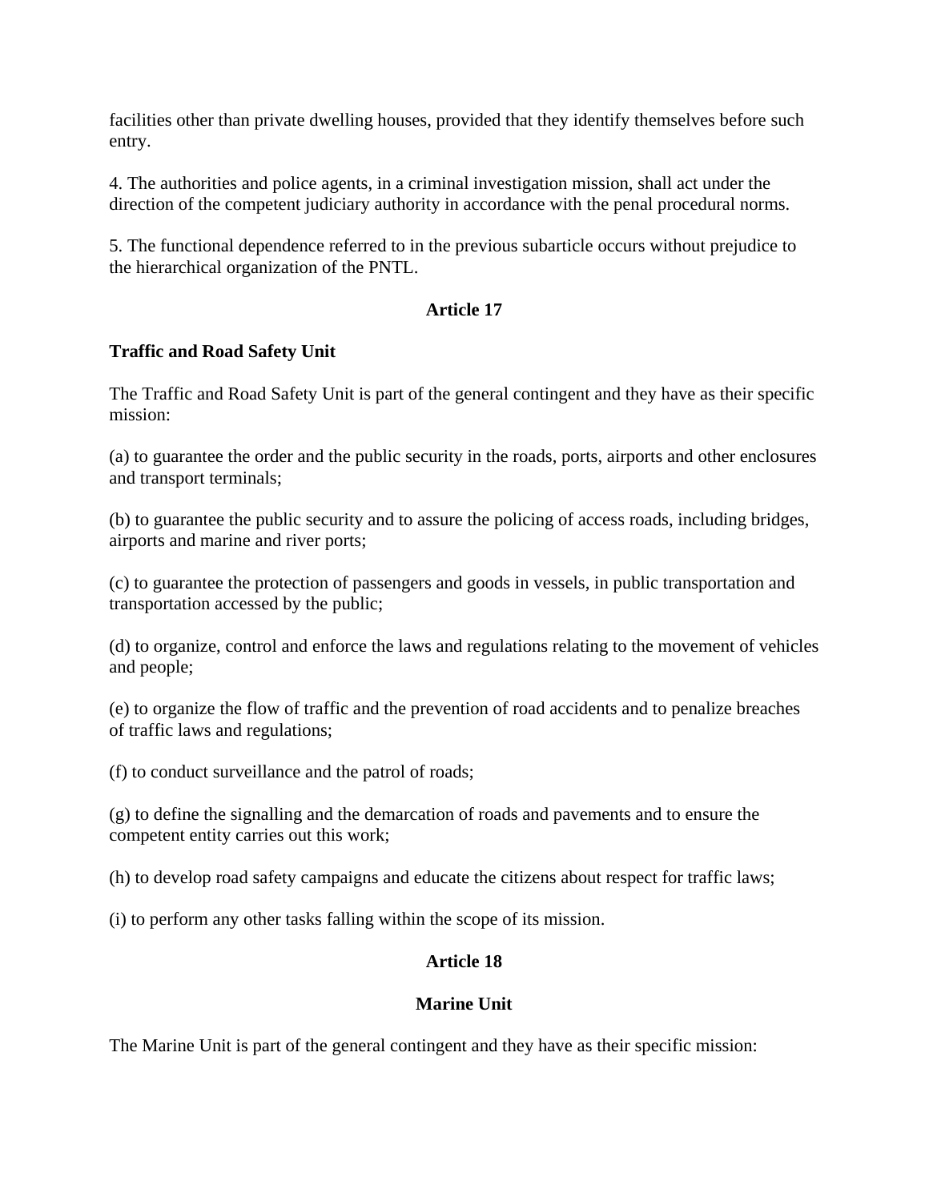facilities other than private dwelling houses, provided that they identify themselves before such entry.

4. The authorities and police agents, in a criminal investigation mission, shall act under the direction of the competent judiciary authority in accordance with the penal procedural norms.

5. The functional dependence referred to in the previous subarticle occurs without prejudice to the hierarchical organization of the PNTL.

### Article 17

**Traffic and Road Safety Unit**

The Traffic and Road Safety Unit is part of the general contingent and they have as their specific mission:

(a) to guarantee the order and the public security in the roads, ports, airports and other enclosures and transport terminals;

(b) to guarantee the public security and to assure the policing of access roads, including bridges, airports and marine and river ports;

(c) to guarantee the protection of passengers and goods in vessels, in public transportation and transportation accessed by the public;

(d) to organize, control and enforce the laws and regulations relating to the movement of vehicles and people;

(e) to organize the flow of traffic and the prevention of road accidents and to penalize breaches of traffic laws and regulations;

(f) to conduct surveillance and the patrol of roads;

(g) to define the signalling and the demarcation of roads and pavements and to ensure the competent entity carries out this work;

(h) to develop road safety campaigns and educate the citizens about respect for traffic laws;

(i) to perform any other tasks falling within the scope of its mission.

### Article 18

**Marine Unit**

The Marine Unit is part of the general contingent and they have as their specific mission: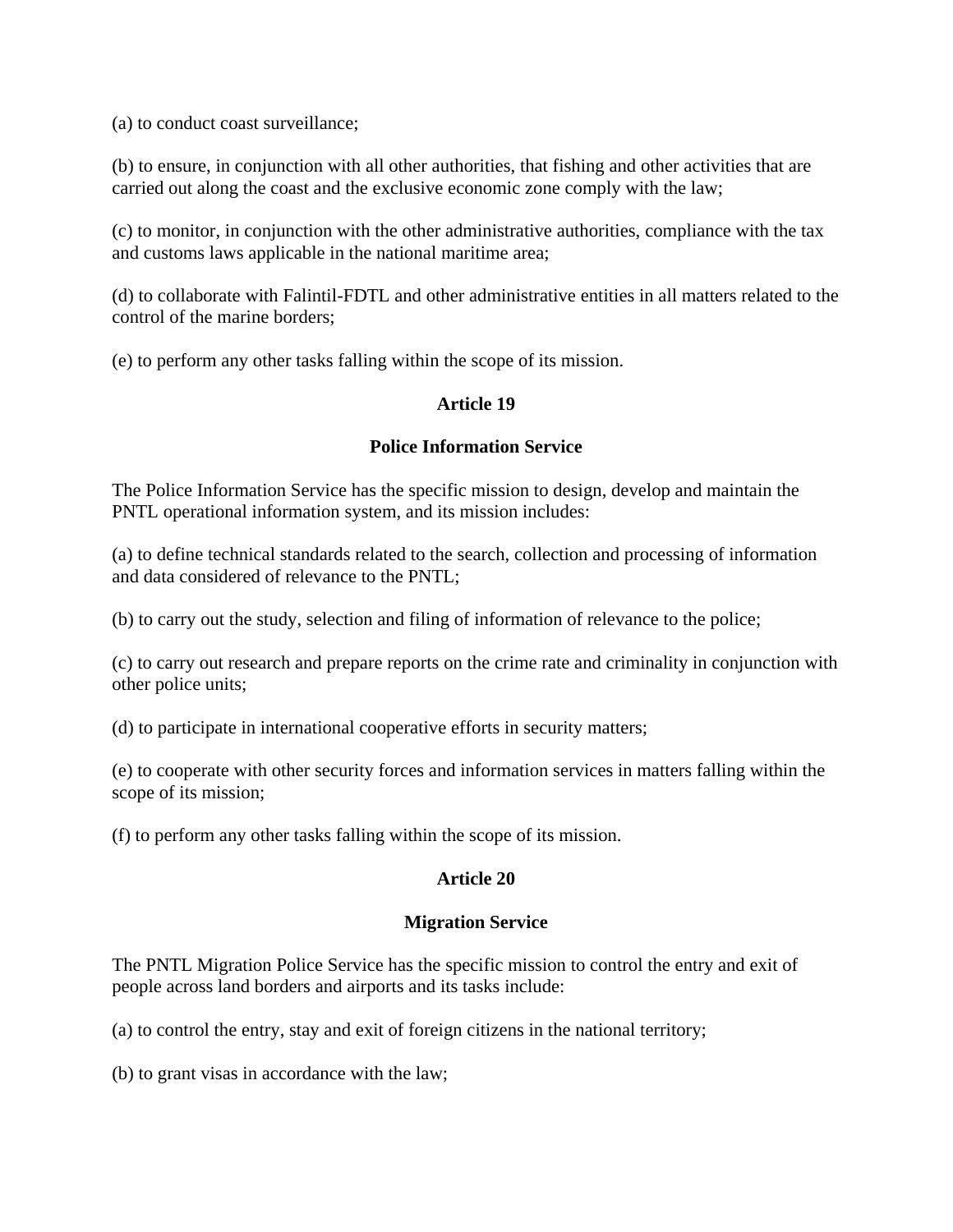(a) to conduct coast surveillance;

(b) to ensure, in conjunction with all other authorities, that fishing and other activities that are carried out along the coast and the exclusive economic zone comply with the law;

(c) to monitor, in conjunction with the other administrative authorities, compliance with the tax and customs laws applicable in the national maritime area;

(d) to collaborate with Falintil-FDTL and other administrative entities in all matters related to the control of the marine borders;

(e) to perform any other tasks falling within the scope of its mission.

**Article 19**

**Police Information Service**

The Police Information Service has the specific mission to design, develop and maintain the PNTL operational information system, and its mission includes:

(a) to define technical standards related to the search, collection and processing of information and data considered of relevance to the PNTL;

(b) to carry out the study, selection and filing of information of relevance to the police;

(c) to carry out research and prepare reports on the crime rate and criminality in conjunction with other police units;

(d) to participate in international cooperative efforts in security matters;

(e) to cooperate with other security forces and information services in matters falling within the scope of its mission;

(f) to perform any other tasks falling within the scope of its mission.

**Article 20**

**Migration Service**

The PNTL Migration Police Service has the specific mission to control the entry and exit of people across land borders and airports and its tasks include:

(a) to control the entry, stay and exit of foreign citizens in the national territory;

(b) to grant visas in accordance with the law;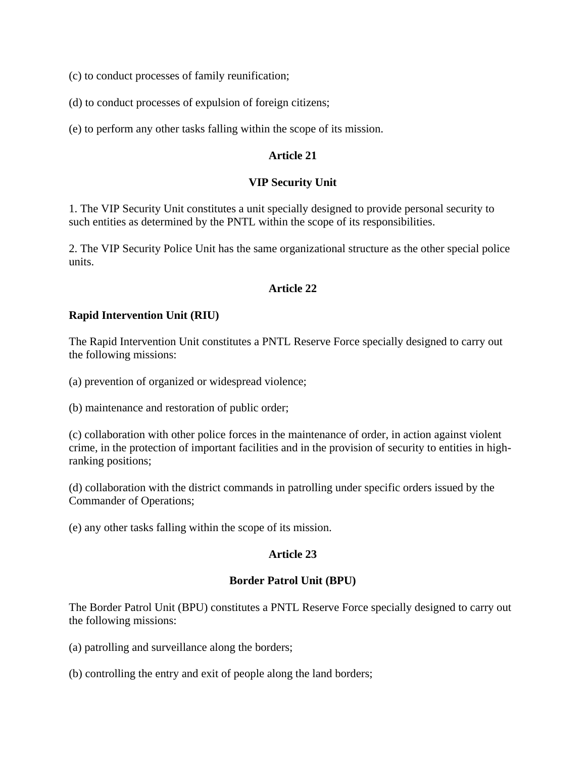(c) to conduct processes of family reunification;

(d) to conduct processes of expulsion of foreign citizens;

(e) to perform any other tasks falling within the scope of its mission.

**Article 21**

**VIP Security Unit**

1. The VIP Security Unit constitutes a unit specially designed to provide personal security to such entities as determined by the PNTL within the scope of its responsibilities.

2. The VIP Security Police Unit has the same organizational structure as the other special police units.

**Article 22**

**Rapid Intervention Unit (RIU)**

The Rapid Intervention Unit constitutes a PNTL Reserve Force specially designed to carry out the following missions:

(a) prevention of organized or widespread violence;

(b) maintenance and restoration of public order;

(c) collaboration with other police forces in the maintenance of order, in action against violent crime, in the protection of important facilities and in the provision of security to entities in high-ranking positions;

(d) collaboration with the district commands in patrolling under specific orders issued by the Commander of Operations;

(e) any other tasks falling within the scope of its mission.

**Article 23**

**Border Patrol Unit (BPU)**

The Border Patrol Unit (BPU) constitutes a PNTL Reserve Force specially designed to carry out the following missions:

(a) patrolling and surveillance along the borders;

(b) controlling the entry and exit of people along the land borders;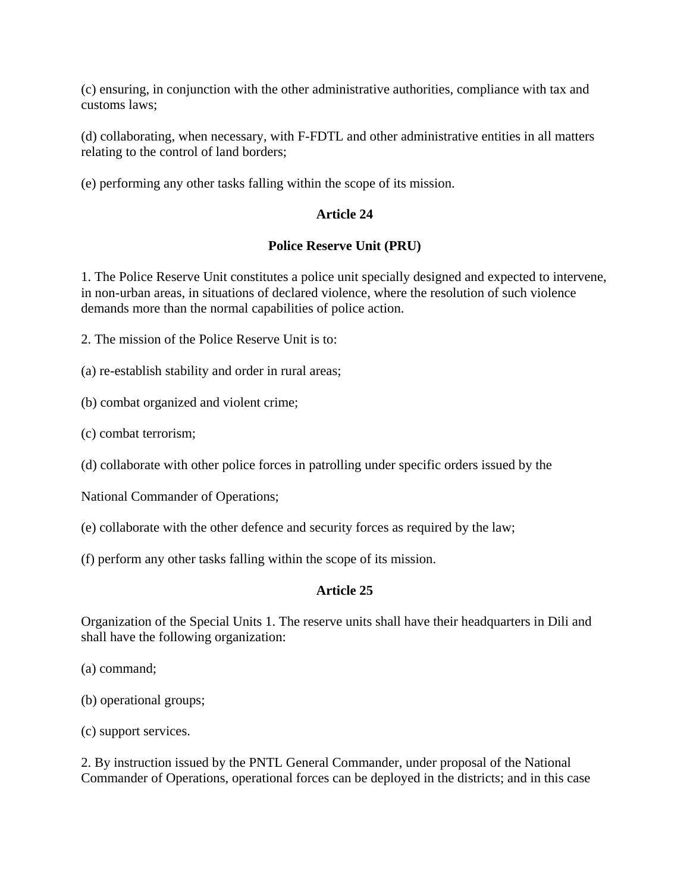(c) ensuring, in conjunction with the other administrative authorities, compliance with tax and customs laws;

(d) collaborating, when necessary, with F-FDTL and other administrative entities in all matters relating to the control of land borders;

(e) performing any other tasks falling within the scope of its mission.

**Article 24**

**Police Reserve Unit (PRU)**

1. The Police Reserve Unit constitutes a police unit specially designed and expected to intervene, in non-urban areas, in situations of declared violence, where the resolution of such violence demands more than the normal capabilities of police action.

2. The mission of the Police Reserve Unit is to:

(a) re-establish stability and order in rural areas;

(b) combat organized and violent crime;

(c) combat terrorism;

(d) collaborate with other police forces in patrolling under specific orders issued by the

National Commander of Operations;

(e) collaborate with the other defence and security forces as required by the law;

(f) perform any other tasks falling within the scope of its mission.

**Article 25**

Organization of the Special Units 1. The reserve units shall have their headquarters in Dili and shall have the following organization:

(a) command;

(b) operational groups;

(c) support services.

2. By instruction issued by the PNTL General Commander, under proposal of the National Commander of Operations, operational forces can be deployed in the districts; and in this case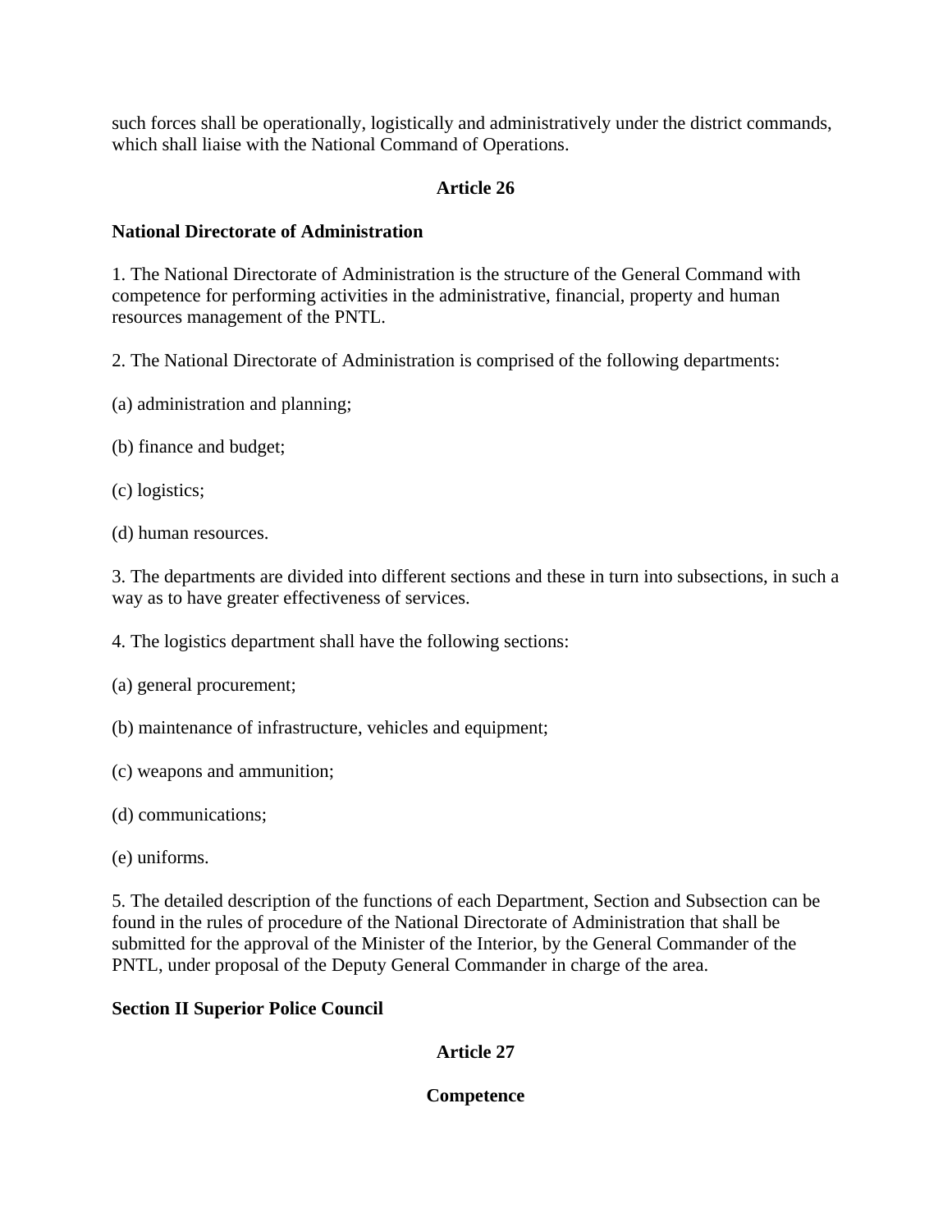such forces shall be operationally, logistically and administratively under the district commands, which shall liaise with the National Command of Operations.

**Article 26**

**National Directorate of Administration**

1. The National Directorate of Administration is the structure of the General Command with competence for performing activities in the administrative, financial, property and human resources management of the PNTL.

2. The National Directorate of Administration is comprised of the following departments:

(a) administration and planning;

(b) finance and budget;

(c) logistics;

(d) human resources.

3. The departments are divided into different sections and these in turn into subsections, in such a way as to have greater effectiveness of services.

4. The logistics department shall have the following sections:

(a) general procurement;

(b) maintenance of infrastructure, vehicles and equipment;

(c) weapons and ammunition;

(d) communications;

(e) uniforms.

5. The detailed description of the functions of each Department, Section and Subsection can be found in the rules of procedure of the National Directorate of Administration that shall be submitted for the approval of the Minister of the Interior, by the General Commander of the PNTL, under proposal of the Deputy General Commander in charge of the area.

**Section II Superior Police Council**

**Article 27**

**Competence**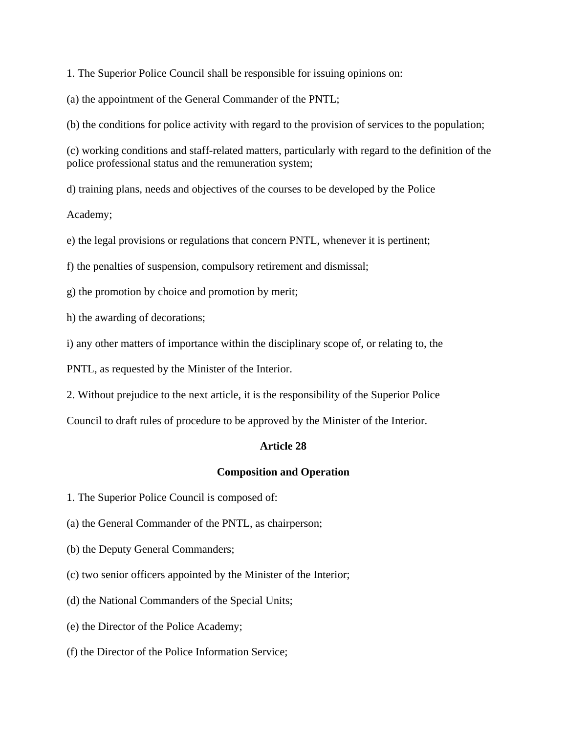1. The Superior Police Council shall be responsible for issuing opinions on:

(a) the appointment of the General Commander of the PNTL;

(b) the conditions for police activity with regard to the provision of services to the population;

(c) working conditions and staff-related matters, particularly with regard to the definition of the police professional status and the remuneration system;

d) training plans, needs and objectives of the courses to be developed by the Police Academy;

e) the legal provisions or regulations that concern PNTL, whenever it is pertinent;

f) the penalties of suspension, compulsory retirement and dismissal;

g) the promotion by choice and promotion by merit;

h) the awarding of decorations;

i) any other matters of importance within the disciplinary scope of, or relating to, the PNTL, as requested by the Minister of the Interior.

2. Without prejudice to the next article, it is the responsibility of the Superior Police Council to draft rules of procedure to be approved by the Minister of the Interior.

**Article 28**

**Composition and Operation**

1. The Superior Police Council is composed of:

(a) the General Commander of the PNTL, as chairperson;

(b) the Deputy General Commanders;

(c) two senior officers appointed by the Minister of the Interior;

(d) the National Commanders of the Special Units;

(e) the Director of the Police Academy;

(f) the Director of the Police Information Service;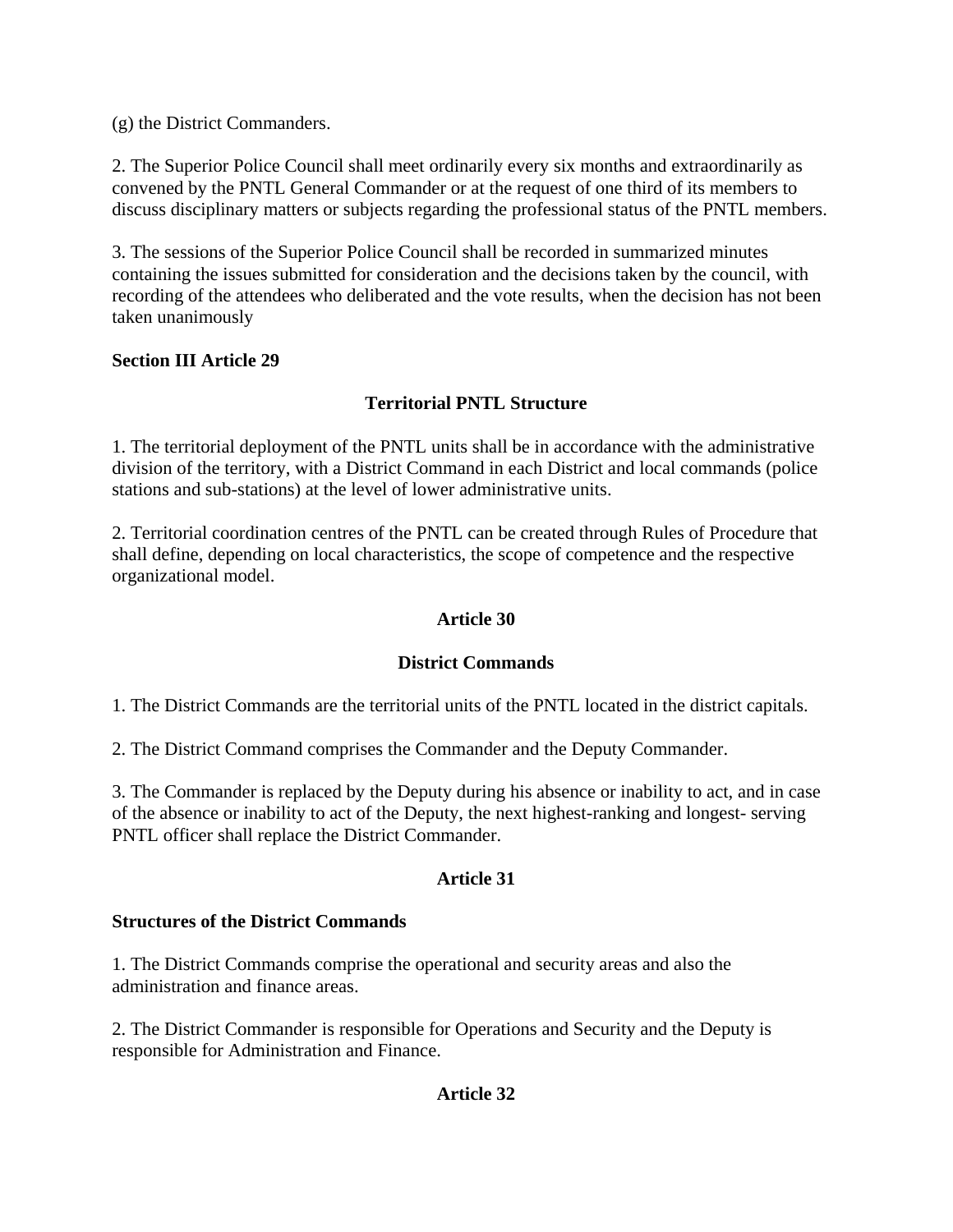(g) the District Commanders.

2. The Superior Police Council shall meet ordinarily every six months and extraordinarily as convened by the PNTL General Commander or at the request of one third of its members to discuss disciplinary matters or subjects regarding the professional status of the PNTL members.

3. The sessions of the Superior Police Council shall be recorded in summarized minutes containing the issues submitted for consideration and the decisions taken by the council, with recording of the attendees who deliberated and the vote results, when the decision has not been taken unanimously

**Section III Article 29**

**Territorial PNTL Structure**

1. The territorial deployment of the PNTL units shall be in accordance with the administrative division of the territory, with a District Command in each District and local commands (police stations and sub-stations) at the level of lower administrative units.

2. Territorial coordination centres of the PNTL can be created through Rules of Procedure that shall define, depending on local characteristics, the scope of competence and the respective organizational model.

**Article 30**

**District Commands**

1. The District Commands are the territorial units of the PNTL located in the district capitals.

2. The District Command comprises the Commander and the Deputy Commander.

3. The Commander is replaced by the Deputy during his absence or inability to act, and in case of the absence or inability to act of the Deputy, the next highest-ranking and longest- serving PNTL officer shall replace the District Commander.

**Article 31**

**Structures of the District Commands**

1. The District Commands comprise the operational and security areas and also the administration and finance areas.

2. The District Commander is responsible for Operations and Security and the Deputy is responsible for Administration and Finance.

**Article 32**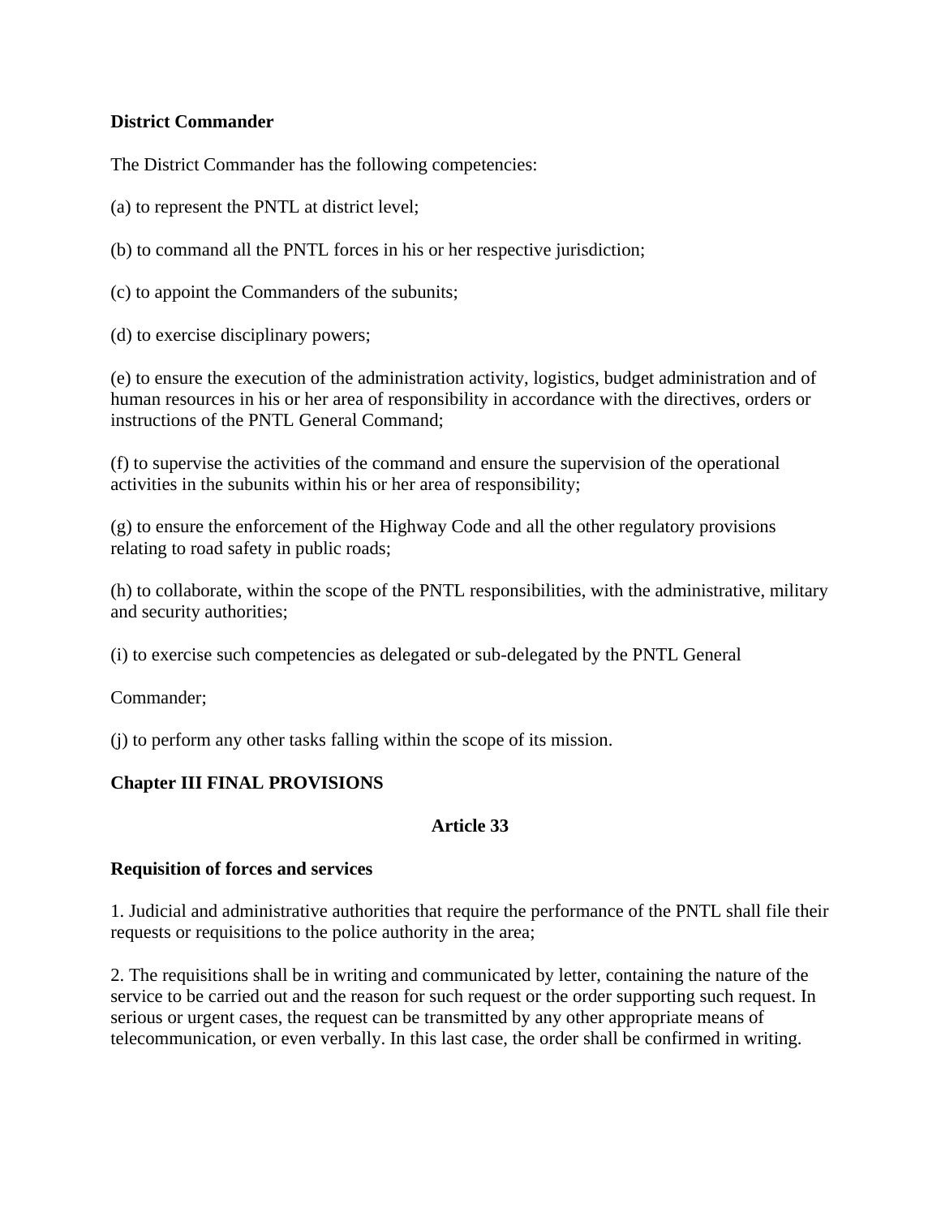**District Commander**

The District Commander has the following competencies:

(a) to represent the PNTL at district level;

(b) to command all the PNTL forces in his or her respective jurisdiction;

(c) to appoint the Commanders of the subunits;

(d) to exercise disciplinary powers;

(e) to ensure the execution of the administration activity, logistics, budget administration and of human resources in his or her area of responsibility in accordance with the directives, orders or instructions of the PNTL General Command;

(f) to supervise the activities of the command and ensure the supervision of the operational activities in the subunits within his or her area of responsibility;

(g) to ensure the enforcement of the Highway Code and all the other regulatory provisions relating to road safety in public roads;

(h) to collaborate, within the scope of the PNTL responsibilities, with the administrative, military and security authorities;

(i) to exercise such competencies as delegated or sub-delegated by the PNTL General

Commander;

(j) to perform any other tasks falling within the scope of its mission.

## Chapter III FINAL PROVISIONS

### Article 33

**Requisition of forces and services**

1. Judicial and administrative authorities that require the performance of the PNTL shall file their requests or requisitions to the police authority in the area;

2. The requisitions shall be in writing and communicated by letter, containing the nature of the service to be carried out and the reason for such request or the order supporting such request. In serious or urgent cases, the request can be transmitted by any other appropriate means of telecommunication, or even verbally. In this last case, the order shall be confirmed in writing.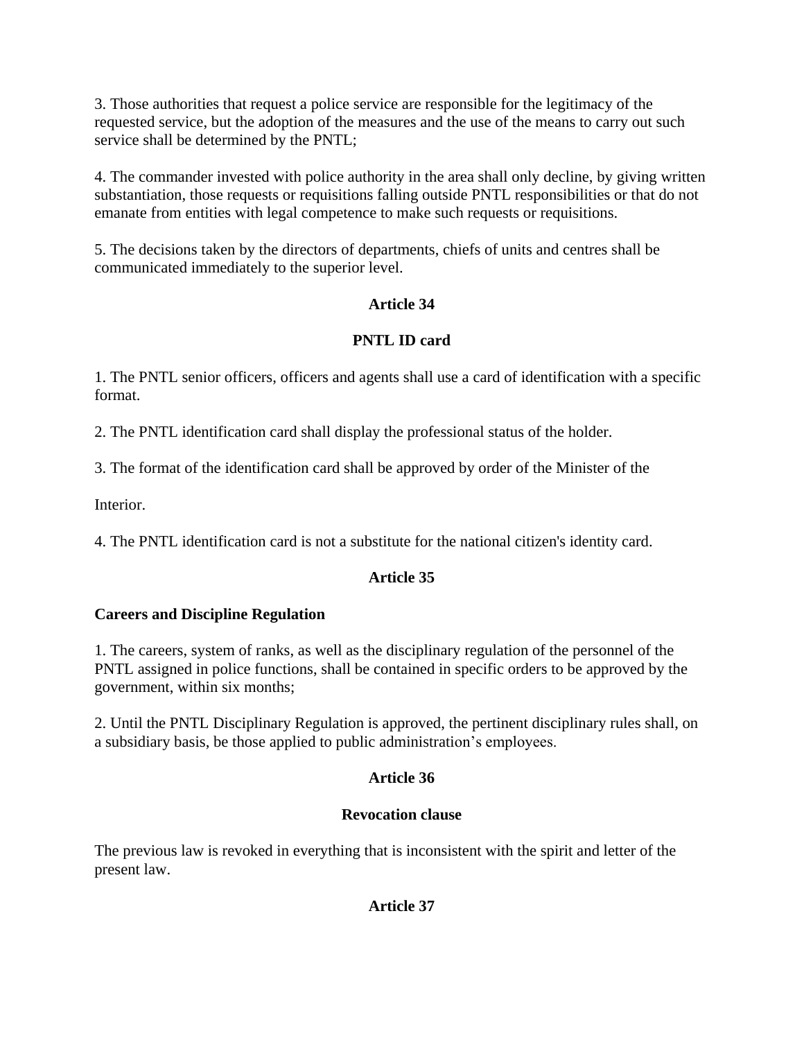3. Those authorities that request a police service are responsible for the legitimacy of the requested service, but the adoption of the measures and the use of the means to carry out such service shall be determined by the PNTL;

4. The commander invested with police authority in the area shall only decline, by giving written substantiation, those requests or requisitions falling outside PNTL responsibilities or that do not emanate from entities with legal competence to make such requests or requisitions.

5. The decisions taken by the directors of departments, chiefs of units and centres shall be communicated immediately to the superior level.

**Article 34**

**PNTL ID card**

1. The PNTL senior officers, officers and agents shall use a card of identification with a specific format.

2. The PNTL identification card shall display the professional status of the holder.

3. The format of the identification card shall be approved by order of the Minister of the

Interior.

4. The PNTL identification card is not a substitute for the national citizen's identity card.

**Article 35**

**Careers and Discipline Regulation**

1. The careers, system of ranks, as well as the disciplinary regulation of the personnel of the PNTL assigned in police functions, shall be contained in specific orders to be approved by the government, within six months;

2. Until the PNTL Disciplinary Regulation is approved, the pertinent disciplinary rules shall, on a subsidiary basis, be those applied to public administration's employees.

**Article 36**

**Revocation clause**

The previous law is revoked in everything that is inconsistent with the spirit and letter of the present law.

**Article 37**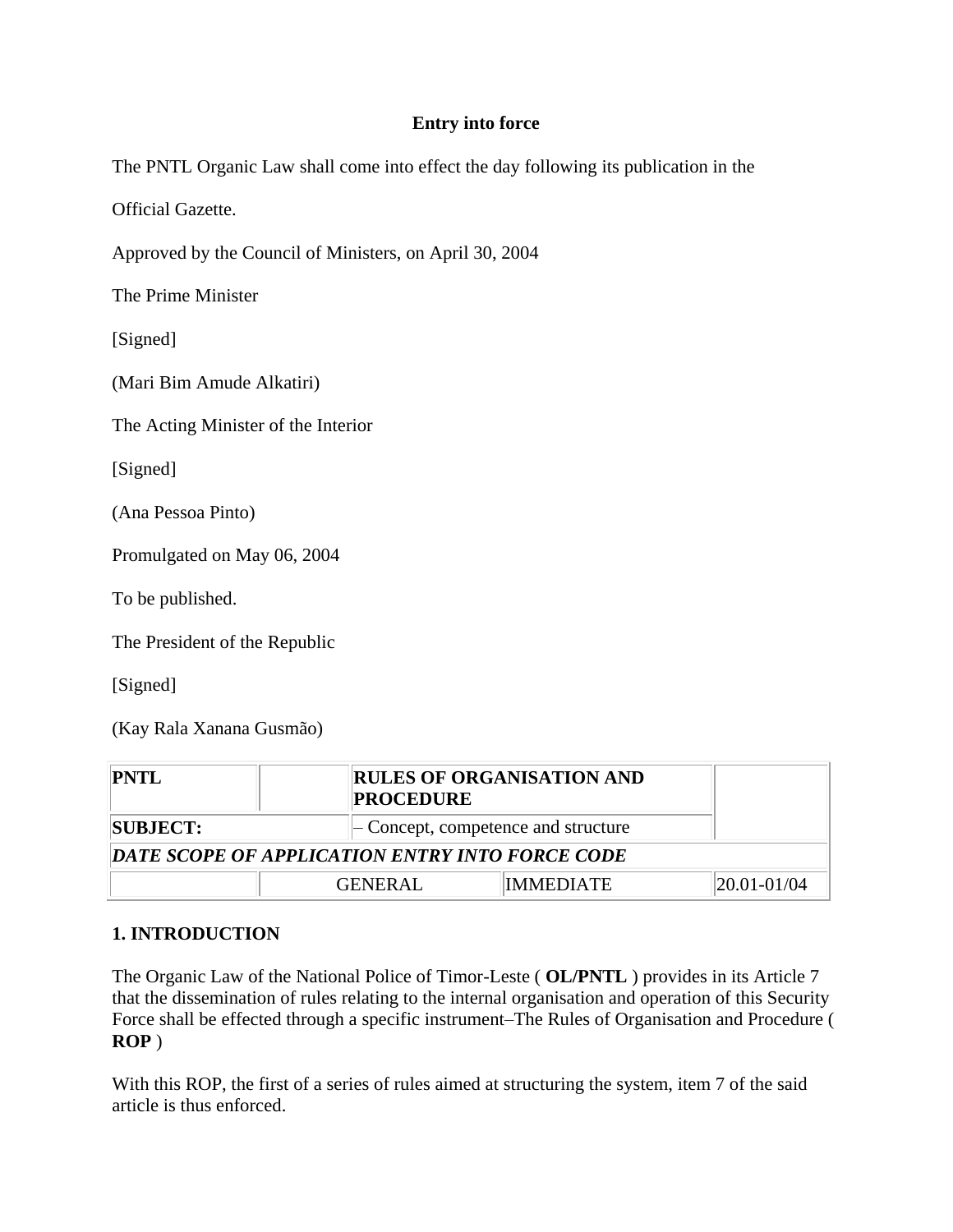**Entry into force**

The PNTL Organic Law shall come into effect the day following its publication in the

Official Gazette.

Approved by the Council of Ministers, on April 30, 2004

The Prime Minister

[Signed]

(Mari Bim Amude Alkatiri)

The Acting Minister of the Interior

[Signed]

(Ana Pessoa Pinto)

Promulgated on May 06, 2004

To be published.

The President of the Republic

[Signed]

(Kay Rala Xanana Gusmão)

| **PNTL** | | **RULES OF ORGANISATION AND PROCEDURE** | | |
|---|---|---|---|---|
| **SUBJECT:** | | – Concept, competence and structure | | |
| ***DATE SCOPE OF APPLICATION ENTRY INTO FORCE CODE*** | | | | |
| | GENERAL | | IMMEDIATE | 20.01-01/04 |

## 1. INTRODUCTION

The Organic Law of the National Police of Timor-Leste ( **OL/PNTL** ) provides in its Article 7 that the dissemination of rules relating to the internal organisation and operation of this Security Force shall be effected through a specific instrument–The Rules of Organisation and Procedure ( **ROP** )

With this ROP, the first of a series of rules aimed at structuring the system, item 7 of the said article is thus enforced.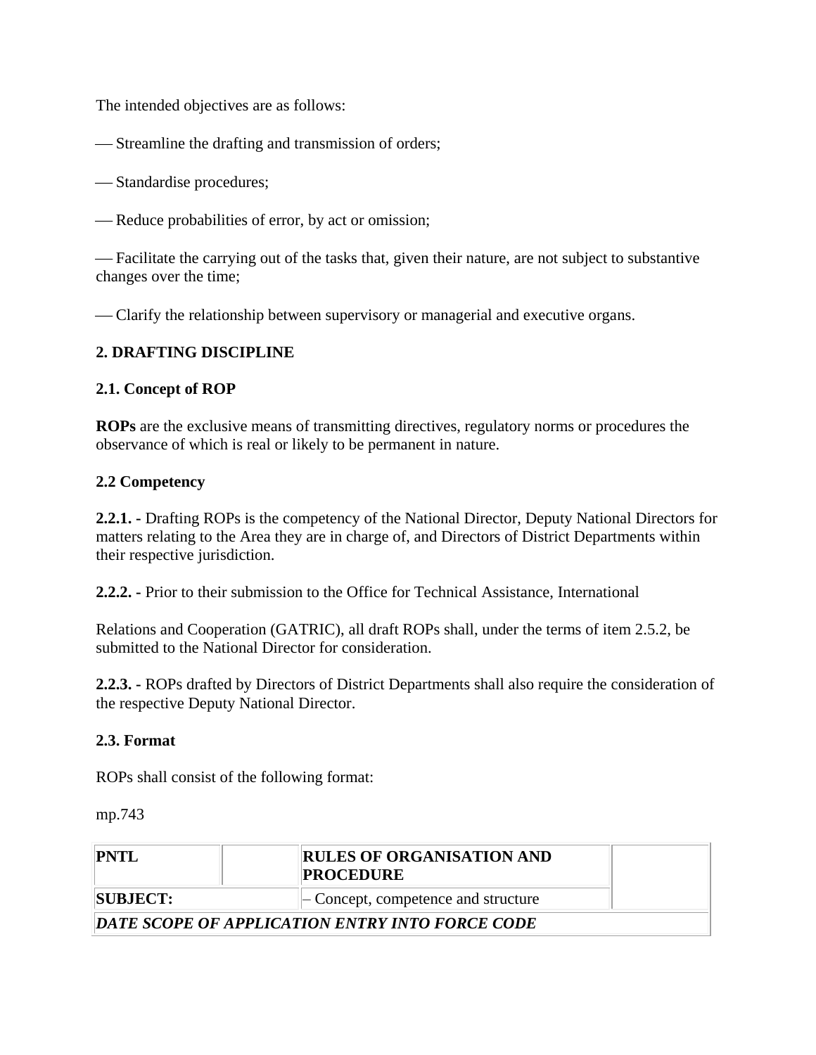The intended objectives are as follows:

— Streamline the drafting and transmission of orders;

— Standardise procedures;

— Reduce probabilities of error, by act or omission;

— Facilitate the carrying out of the tasks that, given their nature, are not subject to substantive changes over the time;

— Clarify the relationship between supervisory or managerial and executive organs.

## 2. DRAFTING DISCIPLINE

### 2.1. Concept of ROP

**ROPs** are the exclusive means of transmitting directives, regulatory norms or procedures the observance of which is real or likely to be permanent in nature.

### 2.2 Competency

**2.2.1. -** Drafting ROPs is the competency of the National Director, Deputy National Directors for matters relating to the Area they are in charge of, and Directors of District Departments within their respective jurisdiction.

**2.2.2. -** Prior to their submission to the Office for Technical Assistance, International

Relations and Cooperation (GATRIC), all draft ROPs shall, under the terms of item 2.5.2, be submitted to the National Director for consideration.

**2.2.3. -** ROPs drafted by Directors of District Departments shall also require the consideration of the respective Deputy National Director.

### 2.3. Format

ROPs shall consist of the following format:

mp.743

| **PNTL** | | **RULES OF ORGANISATION AND PROCEDURE** | |
|---|---|---|---|
| **SUBJECT:** | | – Concept, competence and structure | |
| ***DATE SCOPE OF APPLICATION ENTRY INTO FORCE CODE*** | | | |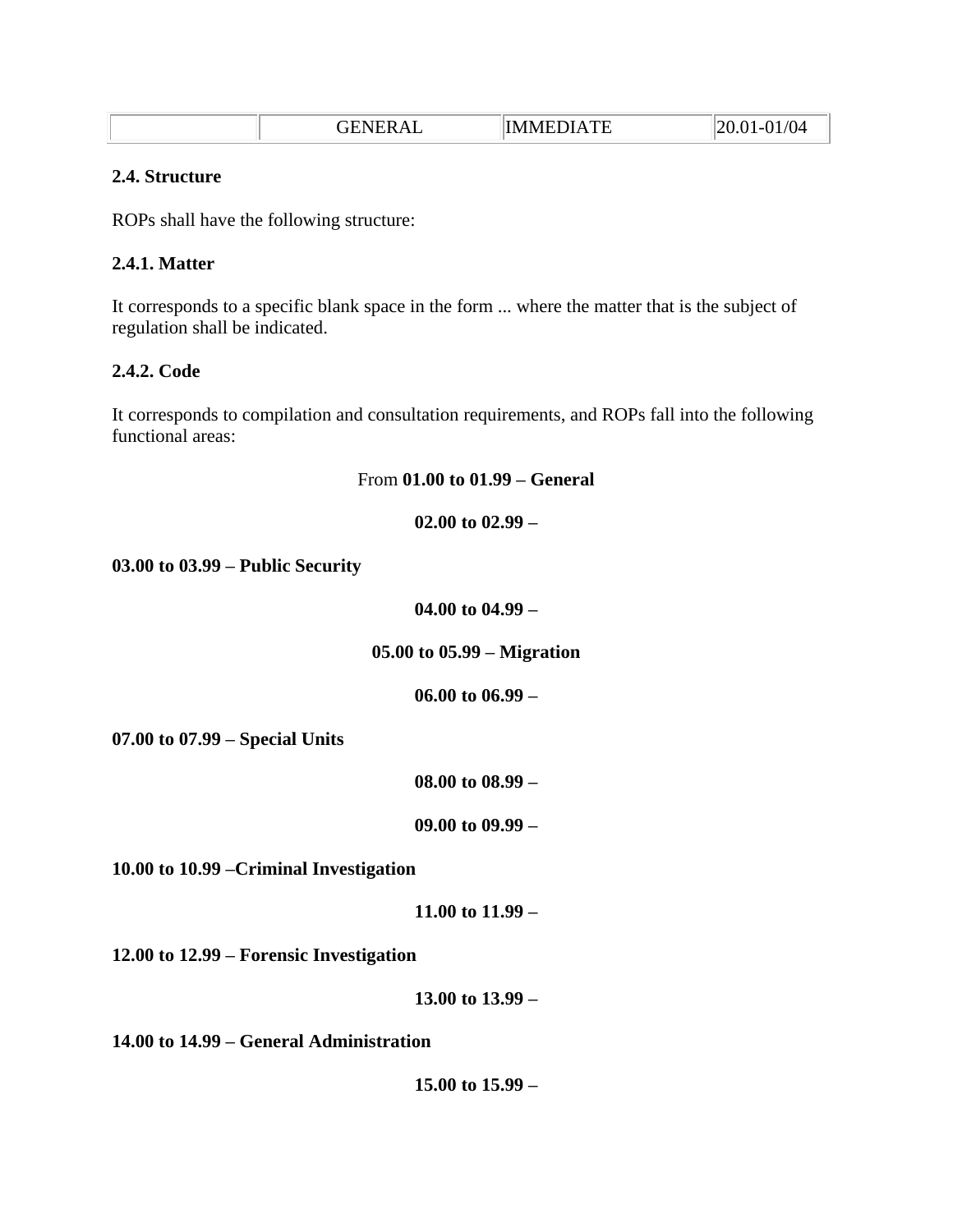| | GENERAL | IMMEDIATE | 20.01-01/04 |
|---|---|---|---|

**2.4. Structure**

ROPs shall have the following structure:

**2.4.1. Matter**

It corresponds to a specific blank space in the form ... where the matter that is the subject of regulation shall be indicated.

**2.4.2. Code**

It corresponds to compilation and consultation requirements, and ROPs fall into the following functional areas:

From **01.00 to 01.99 – General**

**02.00 to 02.99 –**

**03.00 to 03.99 – Public Security**

**04.00 to 04.99 –**

**05.00 to 05.99 – Migration**

**06.00 to 06.99 –**

**07.00 to 07.99 – Special Units**

**08.00 to 08.99 –**

**09.00 to 09.99 –**

**10.00 to 10.99 –Criminal Investigation**

**11.00 to 11.99 –**

**12.00 to 12.99 – Forensic Investigation**

**13.00 to 13.99 –**

**14.00 to 14.99 – General Administration**

**15.00 to 15.99 –**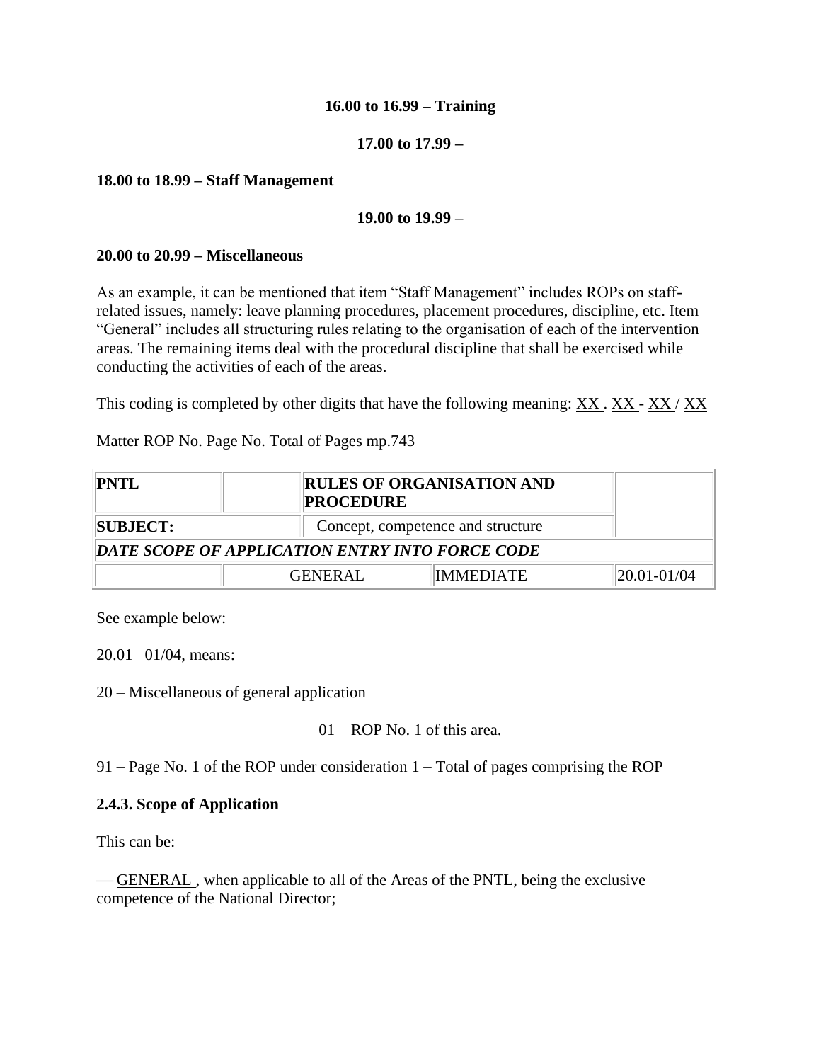**16.00 to 16.99 – Training**

**17.00 to 17.99 –**

**18.00 to 18.99 – Staff Management**

**19.00 to 19.99 –**

**20.00 to 20.99 – Miscellaneous**

As an example, it can be mentioned that item "Staff Management" includes ROPs on staff-related issues, namely: leave planning procedures, placement procedures, discipline, etc. Item "General" includes all structuring rules relating to the organisation of each of the intervention areas. The remaining items deal with the procedural discipline that shall be exercised while conducting the activities of each of the areas.

This coding is completed by other digits that have the following meaning: XX . XX - XX / XX

Matter ROP No. Page No. Total of Pages mp.743

| PNTL | | RULES OF ORGANISATION AND PROCEDURE | | |
|---|---|---|---|---|
| **SUBJECT:** | | – Concept, competence and structure | | |
| ***DATE SCOPE OF APPLICATION ENTRY INTO FORCE CODE*** | | | | |
| | GENERAL | | IMMEDIATE | 20.01-01/04 |

See example below:

20.01– 01/04, means:

20 – Miscellaneous of general application

01 – ROP No. 1 of this area.

91 – Page No. 1 of the ROP under consideration 1 – Total of pages comprising the ROP

**2.4.3. Scope of Application**

This can be:

— GENERAL , when applicable to all of the Areas of the PNTL, being the exclusive competence of the National Director;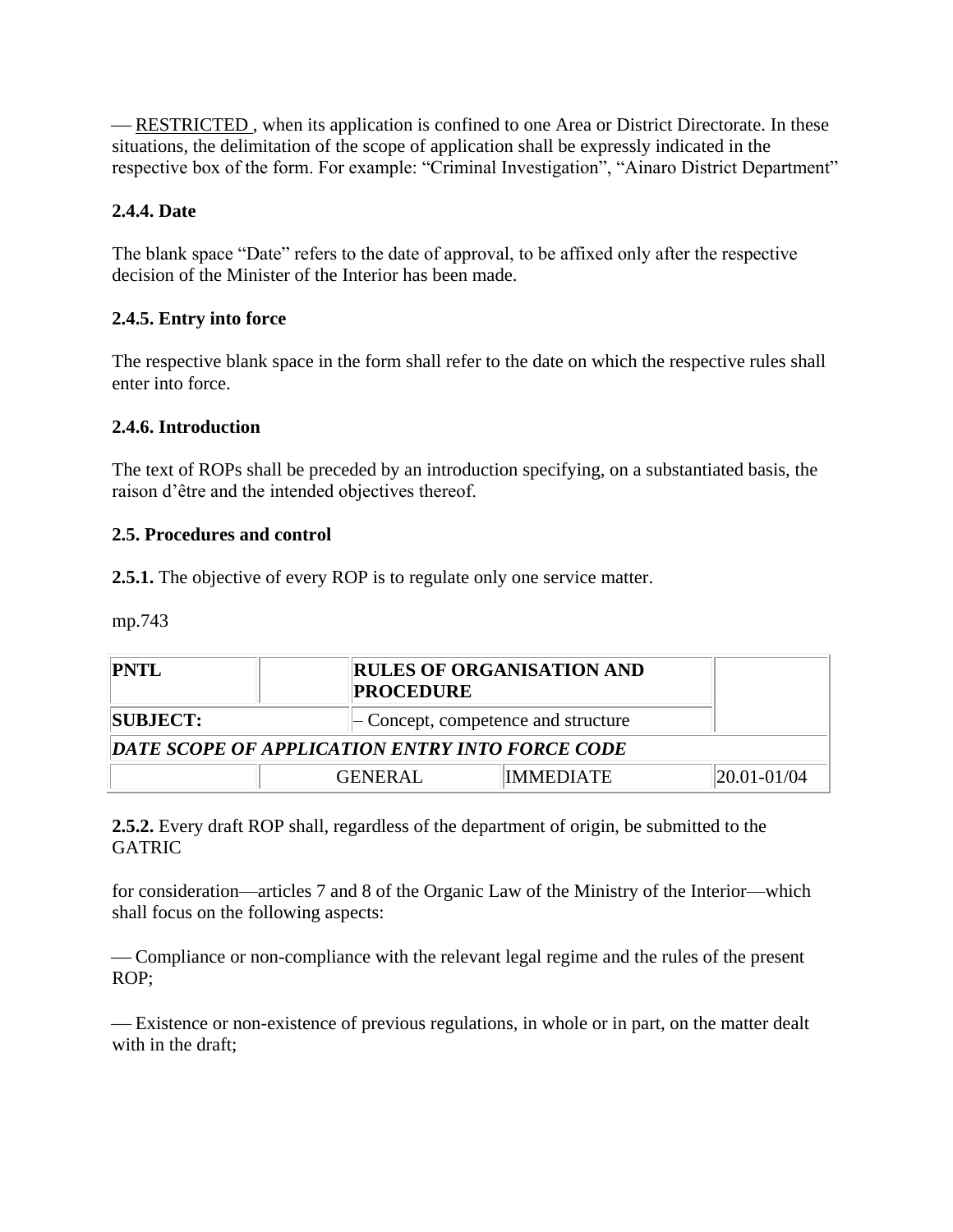— <u>RESTRICTED</u> , when its application is confined to one Area or District Directorate. In these situations, the delimitation of the scope of application shall be expressly indicated in the respective box of the form. For example: "Criminal Investigation", "Ainaro District Department"

**2.4.4. Date**

The blank space "Date" refers to the date of approval, to be affixed only after the respective decision of the Minister of the Interior has been made.

**2.4.5. Entry into force**

The respective blank space in the form shall refer to the date on which the respective rules shall enter into force.

**2.4.6. Introduction**

The text of ROPs shall be preceded by an introduction specifying, on a substantiated basis, the raison d'être and the intended objectives thereof.

**2.5. Procedures and control**

**2.5.1.** The objective of every ROP is to regulate only one service matter.

mp.743

| **PNTL** | | **RULES OF ORGANISATION AND PROCEDURE** | | |
|---|---|---|---|---|
| **SUBJECT:** | | – Concept, competence and structure | | |
| ***DATE SCOPE OF APPLICATION ENTRY INTO FORCE CODE*** | | | | |
| | GENERAL | | IMMEDIATE | 20.01-01/04 |

**2.5.2.** Every draft ROP shall, regardless of the department of origin, be submitted to the GATRIC

for consideration—articles 7 and 8 of the Organic Law of the Ministry of the Interior—which shall focus on the following aspects:

— Compliance or non-compliance with the relevant legal regime and the rules of the present ROP;

— Existence or non-existence of previous regulations, in whole or in part, on the matter dealt with in the draft;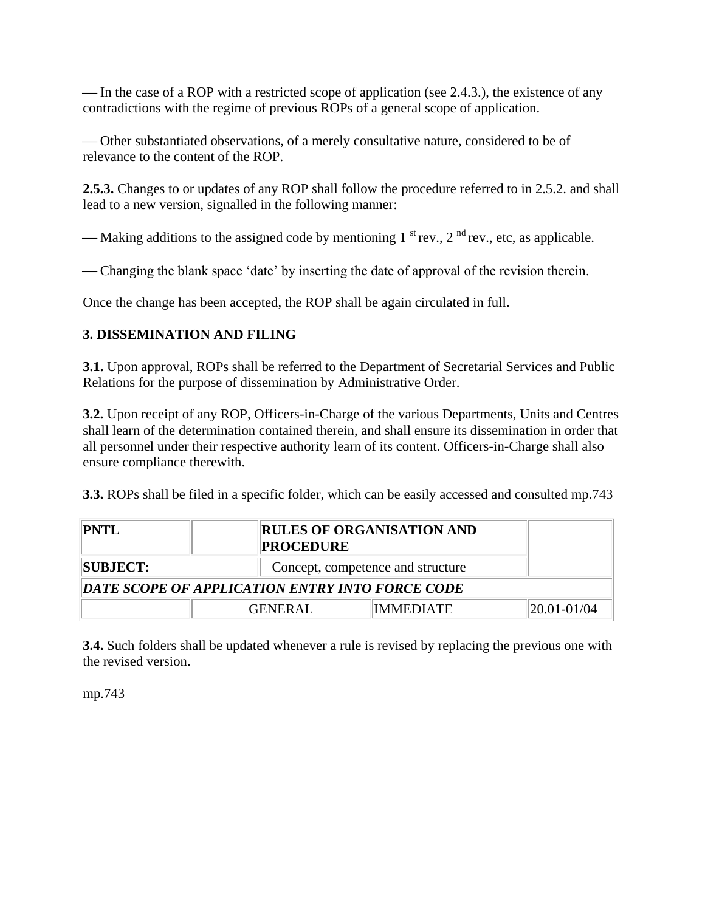— In the case of a ROP with a restricted scope of application (see 2.4.3.), the existence of any contradictions with the regime of previous ROPs of a general scope of application.

— Other substantiated observations, of a merely consultative nature, considered to be of relevance to the content of the ROP.

**2.5.3.** Changes to or updates of any ROP shall follow the procedure referred to in 2.5.2. and shall lead to a new version, signalled in the following manner:

— Making additions to the assigned code by mentioning 1st rev., 2nd rev., etc, as applicable.

— Changing the blank space 'date' by inserting the date of approval of the revision therein.

Once the change has been accepted, the ROP shall be again circulated in full.

**3. DISSEMINATION AND FILING**

**3.1.** Upon approval, ROPs shall be referred to the Department of Secretarial Services and Public Relations for the purpose of dissemination by Administrative Order.

**3.2.** Upon receipt of any ROP, Officers-in-Charge of the various Departments, Units and Centres shall learn of the determination contained therein, and shall ensure its dissemination in order that all personnel under their respective authority learn of its content. Officers-in-Charge shall also ensure compliance therewith.

**3.3.** ROPs shall be filed in a specific folder, which can be easily accessed and consulted mp.743

| | | | |
|---|---|---|---|
| **PNTL** | | **RULES OF ORGANISATION AND PROCEDURE** | |
| **SUBJECT:** | | – Concept, competence and structure | |
| ***DATE SCOPE OF APPLICATION ENTRY INTO FORCE CODE*** | | | |
| | GENERAL | IMMEDIATE | 20.01-01/04 |

**3.4.** Such folders shall be updated whenever a rule is revised by replacing the previous one with the revised version.

mp.743